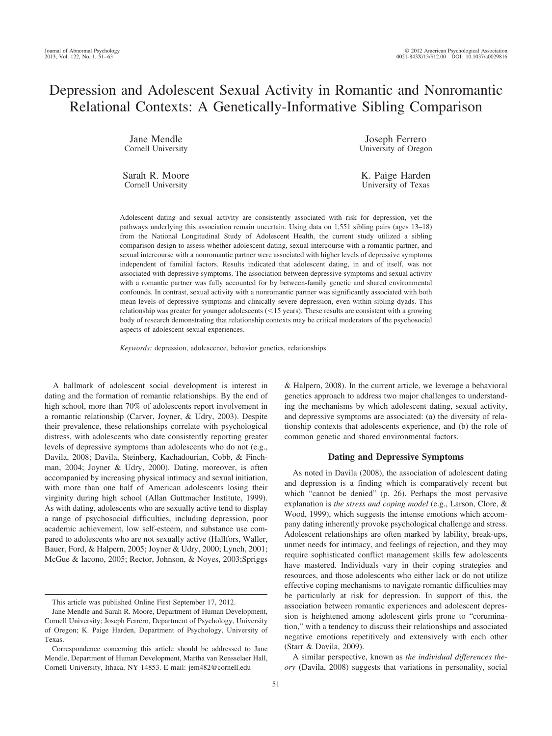# Depression and Adolescent Sexual Activity in Romantic and Nonromantic Relational Contexts: A Genetically-Informative Sibling Comparison

Jane Mendle
Cornell University

Joseph Ferrero
University of Oregon

Sarah R. Moore
Cornell University

K. Paige Harden
University of Texas

Adolescent dating and sexual activity are consistently associated with risk for depression, yet the pathways underlying this association remain uncertain. Using data on 1,551 sibling pairs (ages 13–18) from the National Longitudinal Study of Adolescent Health, the current study utilized a sibling comparison design to assess whether adolescent dating, sexual intercourse with a romantic partner, and sexual intercourse with a nonromantic partner were associated with higher levels of depressive symptoms independent of familial factors. Results indicated that adolescent dating, in and of itself, was not associated with depressive symptoms. The association between depressive symptoms and sexual activity with a romantic partner was fully accounted for by between-family genetic and shared environmental confounds. In contrast, sexual activity with a nonromantic partner was significantly associated with both mean levels of depressive symptoms and clinically severe depression, even within sibling dyads. This relationship was greater for younger adolescents (<15 years). These results are consistent with a growing body of research demonstrating that relationship contexts may be critical moderators of the psychosocial aspects of adolescent sexual experiences.

*Keywords:* depression, adolescence, behavior genetics, relationships

A hallmark of adolescent social development is interest in dating and the formation of romantic relationships. By the end of high school, more than 70% of adolescents report involvement in a romantic relationship (Carver, Joyner, & Udry, 2003). Despite their prevalence, these relationships correlate with psychological distress, with adolescents who date consistently reporting greater levels of depressive symptoms than adolescents who do not (e.g., Davila, 2008; Davila, Steinberg, Kachadourian, Cobb, & Finchman, 2004; Joyner & Udry, 2000). Dating, moreover, is often accompanied by increasing physical intimacy and sexual initiation, with more than one half of American adolescents losing their virginity during high school (Allan Guttmacher Institute, 1999). As with dating, adolescents who are sexually active tend to display a range of psychosocial difficulties, including depression, poor academic achievement, low self-esteem, and substance use compared to adolescents who are not sexually active (Hallfors, Waller, Bauer, Ford, & Halpern, 2005; Joyner & Udry, 2000; Lynch, 2001; McGue & Iacono, 2005; Rector, Johnson, & Noyes, 2003;Spriggs & Halpern, 2008). In the current article, we leverage a behavioral genetics approach to address two major challenges to understanding the mechanisms by which adolescent dating, sexual activity, and depressive symptoms are associated: (a) the diversity of relationship contexts that adolescents experience, and (b) the role of common genetic and shared environmental factors.

## Dating and Depressive Symptoms

As noted in Davila (2008), the association of adolescent dating and depression is a finding which is comparatively recent but which "cannot be denied" (p. 26). Perhaps the most pervasive explanation is *the stress and coping model* (e.g., Larson, Clore, & Wood, 1999), which suggests the intense emotions which accompany dating inherently provoke psychological challenge and stress. Adolescent relationships are often marked by lability, break-ups, unmet needs for intimacy, and feelings of rejection, and they may require sophisticated conflict management skills few adolescents have mastered. Individuals vary in their coping strategies and resources, and those adolescents who either lack or do not utilize effective coping mechanisms to navigate romantic difficulties may be particularly at risk for depression. In support of this, the association between romantic experiences and adolescent depression is heightened among adolescent girls prone to "corumination," with a tendency to discuss their relationships and associated negative emotions repetitively and extensively with each other (Starr & Davila, 2009).

A similar perspective, known as *the individual differences theory* (Davila, 2008) suggests that variations in personality, social

---

This article was published Online First September 17, 2012.

Jane Mendle and Sarah R. Moore, Department of Human Development, Cornell University; Joseph Ferrero, Department of Psychology, University of Oregon; K. Paige Harden, Department of Psychology, University of Texas.

Correspondence concerning this article should be addressed to Jane Mendle, Department of Human Development, Martha van Rensselaer Hall, Cornell University, Ithaca, NY 14853. E-mail: jem482@cornell.edu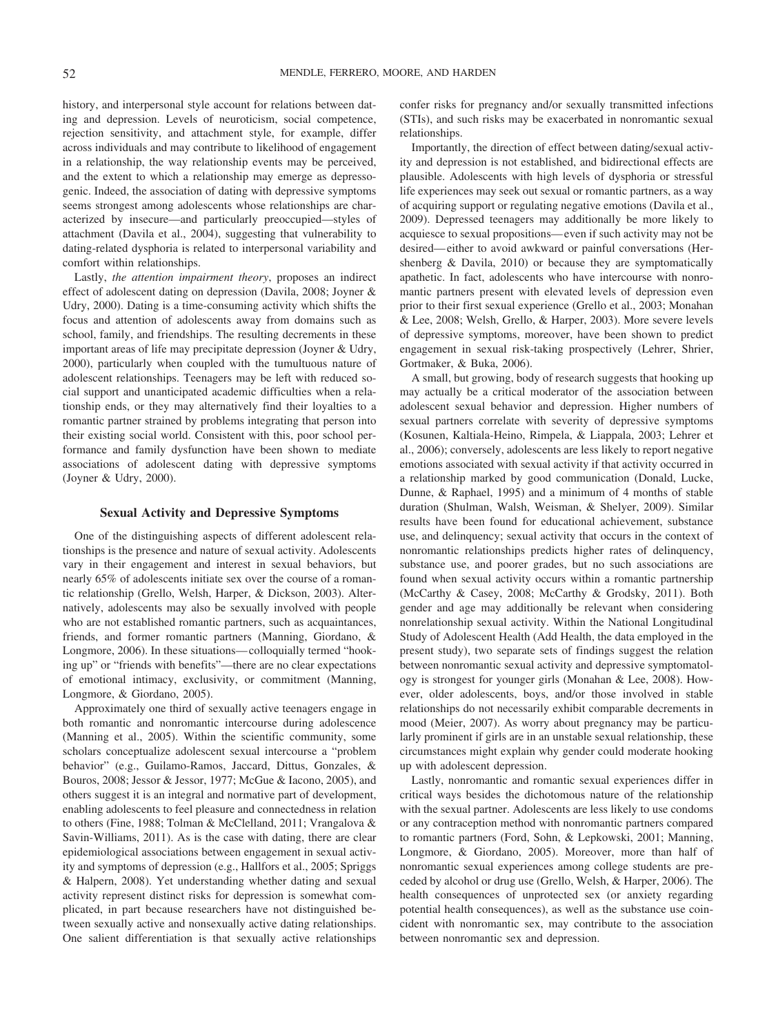history, and interpersonal style account for relations between dating and depression. Levels of neuroticism, social competence, rejection sensitivity, and attachment style, for example, differ across individuals and may contribute to likelihood of engagement in a relationship, the way relationship events may be perceived, and the extent to which a relationship may emerge as depressogenic. Indeed, the association of dating with depressive symptoms seems strongest among adolescents whose relationships are characterized by insecure—and particularly preoccupied—styles of attachment (Davila et al., 2004), suggesting that vulnerability to dating-related dysphoria is related to interpersonal variability and comfort within relationships.

Lastly, *the attention impairment theory*, proposes an indirect effect of adolescent dating on depression (Davila, 2008; Joyner & Udry, 2000). Dating is a time-consuming activity which shifts the focus and attention of adolescents away from domains such as school, family, and friendships. The resulting decrements in these important areas of life may precipitate depression (Joyner & Udry, 2000), particularly when coupled with the tumultuous nature of adolescent relationships. Teenagers may be left with reduced social support and unanticipated academic difficulties when a relationship ends, or they may alternatively find their loyalties to a romantic partner strained by problems integrating that person into their existing social world. Consistent with this, poor school performance and family dysfunction have been shown to mediate associations of adolescent dating with depressive symptoms (Joyner & Udry, 2000).

## Sexual Activity and Depressive Symptoms

One of the distinguishing aspects of different adolescent relationships is the presence and nature of sexual activity. Adolescents vary in their engagement and interest in sexual behaviors, but nearly 65% of adolescents initiate sex over the course of a romantic relationship (Grello, Welsh, Harper, & Dickson, 2003). Alternatively, adolescents may also be sexually involved with people who are not established romantic partners, such as acquaintances, friends, and former romantic partners (Manning, Giordano, & Longmore, 2006). In these situations—colloquially termed "hooking up" or "friends with benefits"—there are no clear expectations of emotional intimacy, exclusivity, or commitment (Manning, Longmore, & Giordano, 2005).

Approximately one third of sexually active teenagers engage in both romantic and nonromantic intercourse during adolescence (Manning et al., 2005). Within the scientific community, some scholars conceptualize adolescent sexual intercourse a "problem behavior" (e.g., Guilamo-Ramos, Jaccard, Dittus, Gonzales, & Bouros, 2008; Jessor & Jessor, 1977; McGue & Iacono, 2005), and others suggest it is an integral and normative part of development, enabling adolescents to feel pleasure and connectedness in relation to others (Fine, 1988; Tolman & McClelland, 2011; Vrangalova & Savin-Williams, 2011). As is the case with dating, there are clear epidemiological associations between engagement in sexual activity and symptoms of depression (e.g., Hallfors et al., 2005; Spriggs & Halpern, 2008). Yet understanding whether dating and sexual activity represent distinct risks for depression is somewhat complicated, in part because researchers have not distinguished between sexually active and nonsexually active dating relationships. One salient differentiation is that sexually active relationships confer risks for pregnancy and/or sexually transmitted infections (STIs), and such risks may be exacerbated in nonromantic sexual relationships.

Importantly, the direction of effect between dating/sexual activity and depression is not established, and bidirectional effects are plausible. Adolescents with high levels of dysphoria or stressful life experiences may seek out sexual or romantic partners, as a way of acquiring support or regulating negative emotions (Davila et al., 2009). Depressed teenagers may additionally be more likely to acquiesce to sexual propositions—even if such activity may not be desired—either to avoid awkward or painful conversations (Hershenberg & Davila, 2010) or because they are symptomatically apathetic. In fact, adolescents who have intercourse with nonromantic partners present with elevated levels of depression even prior to their first sexual experience (Grello et al., 2003; Monahan & Lee, 2008; Welsh, Grello, & Harper, 2003). More severe levels of depressive symptoms, moreover, have been shown to predict engagement in sexual risk-taking prospectively (Lehrer, Shrier, Gortmaker, & Buka, 2006).

A small, but growing, body of research suggests that hooking up may actually be a critical moderator of the association between adolescent sexual behavior and depression. Higher numbers of sexual partners correlate with severity of depressive symptoms (Kosunen, Kaltiala-Heino, Rimpela, & Liappala, 2003; Lehrer et al., 2006); conversely, adolescents are less likely to report negative emotions associated with sexual activity if that activity occurred in a relationship marked by good communication (Donald, Lucke, Dunne, & Raphael, 1995) and a minimum of 4 months of stable duration (Shulman, Walsh, Weisman, & Shelyer, 2009). Similar results have been found for educational achievement, substance use, and delinquency; sexual activity that occurs in the context of nonromantic relationships predicts higher rates of delinquency, substance use, and poorer grades, but no such associations are found when sexual activity occurs within a romantic partnership (McCarthy & Casey, 2008; McCarthy & Grodsky, 2011). Both gender and age may additionally be relevant when considering nonrelationship sexual activity. Within the National Longitudinal Study of Adolescent Health (Add Health, the data employed in the present study), two separate sets of findings suggest the relation between nonromantic sexual activity and depressive symptomatology is strongest for younger girls (Monahan & Lee, 2008). However, older adolescents, boys, and/or those involved in stable relationships do not necessarily exhibit comparable decrements in mood (Meier, 2007). As worry about pregnancy may be particularly prominent if girls are in an unstable sexual relationship, these circumstances might explain why gender could moderate hooking up with adolescent depression.

Lastly, nonromantic and romantic sexual experiences differ in critical ways besides the dichotomous nature of the relationship with the sexual partner. Adolescents are less likely to use condoms or any contraception method with nonromantic partners compared to romantic partners (Ford, Sohn, & Lepkowski, 2001; Manning, Longmore, & Giordano, 2005). Moreover, more than half of nonromantic sexual experiences among college students are preceded by alcohol or drug use (Grello, Welsh, & Harper, 2006). The health consequences of unprotected sex (or anxiety regarding potential health consequences), as well as the substance use coincident with nonromantic sex, may contribute to the association between nonromantic sex and depression.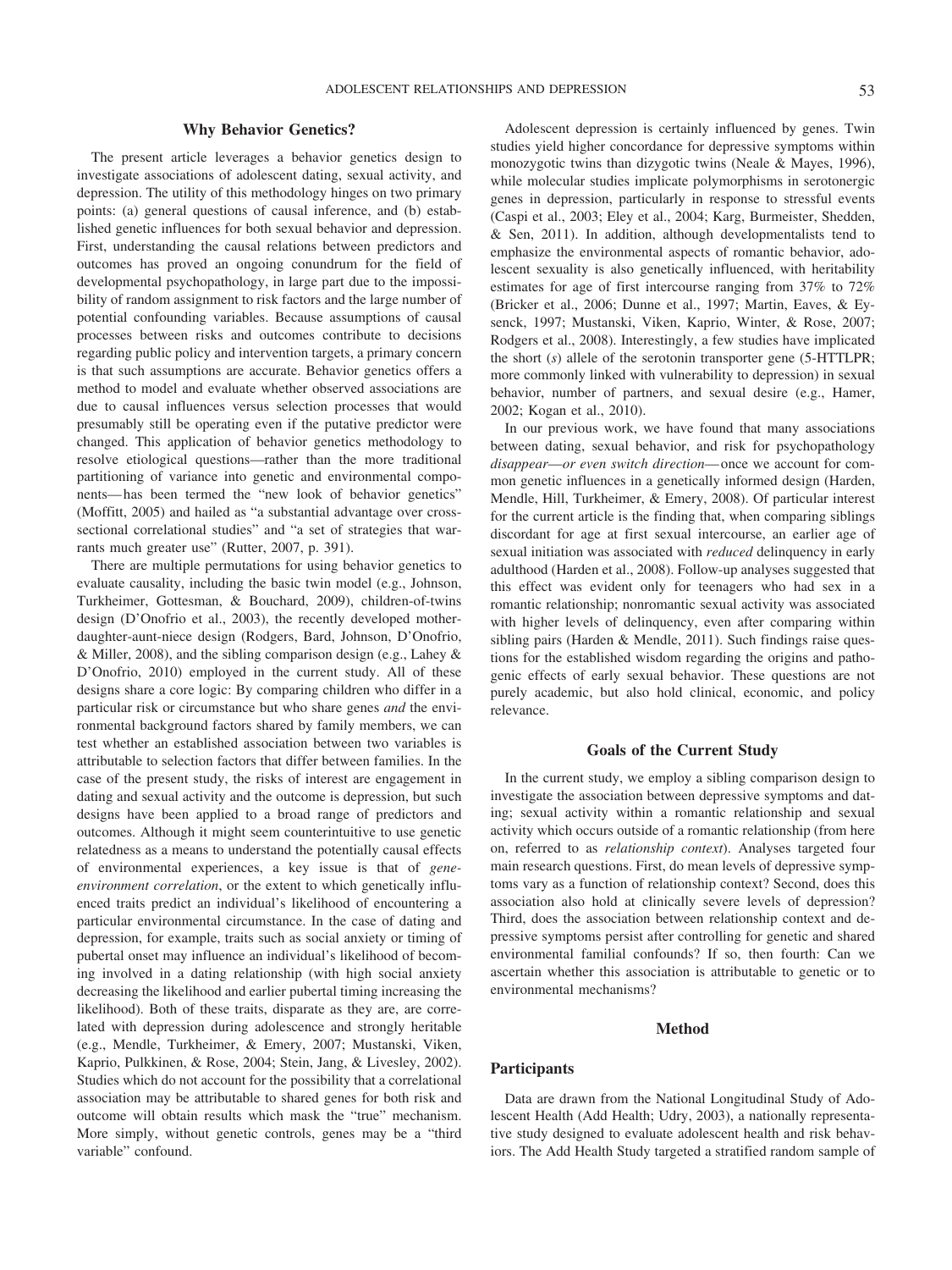## Why Behavior Genetics?

The present article leverages a behavior genetics design to investigate associations of adolescent dating, sexual activity, and depression. The utility of this methodology hinges on two primary points: (a) general questions of causal inference, and (b) established genetic influences for both sexual behavior and depression. First, understanding the causal relations between predictors and outcomes has proved an ongoing conundrum for the field of developmental psychopathology, in large part due to the impossibility of random assignment to risk factors and the large number of potential confounding variables. Because assumptions of causal processes between risks and outcomes contribute to decisions regarding public policy and intervention targets, a primary concern is that such assumptions are accurate. Behavior genetics offers a method to model and evaluate whether observed associations are due to causal influences versus selection processes that would presumably still be operating even if the putative predictor were changed. This application of behavior genetics methodology to resolve etiological questions—rather than the more traditional partitioning of variance into genetic and environmental components—has been termed the "new look of behavior genetics" (Moffitt, 2005) and hailed as "a substantial advantage over cross-sectional correlational studies" and "a set of strategies that warrants much greater use" (Rutter, 2007, p. 391).

There are multiple permutations for using behavior genetics to evaluate causality, including the basic twin model (e.g., Johnson, Turkheimer, Gottesman, & Bouchard, 2009), children-of-twins design (D'Onofrio et al., 2003), the recently developed mother-daughter-aunt-niece design (Rodgers, Bard, Johnson, D'Onofrio, & Miller, 2008), and the sibling comparison design (e.g., Lahey & D'Onofrio, 2010) employed in the current study. All of these designs share a core logic: By comparing children who differ in a particular risk or circumstance but who share genes *and* the environmental background factors shared by family members, we can test whether an established association between two variables is attributable to selection factors that differ between families. In the case of the present study, the risks of interest are engagement in dating and sexual activity and the outcome is depression, but such designs have been applied to a broad range of predictors and outcomes. Although it might seem counterintuitive to use genetic relatedness as a means to understand the potentially causal effects of environmental experiences, a key issue is that of *gene-environment correlation*, or the extent to which genetically influenced traits predict an individual's likelihood of encountering a particular environmental circumstance. In the case of dating and depression, for example, traits such as social anxiety or timing of pubertal onset may influence an individual's likelihood of becoming involved in a dating relationship (with high social anxiety decreasing the likelihood and earlier pubertal timing increasing the likelihood). Both of these traits, disparate as they are, are correlated with depression during adolescence and strongly heritable (e.g., Mendle, Turkheimer, & Emery, 2007; Mustanski, Viken, Kaprio, Pulkkinen, & Rose, 2004; Stein, Jang, & Livesley, 2002). Studies which do not account for the possibility that a correlational association may be attributable to shared genes for both risk and outcome will obtain results which mask the "true" mechanism. More simply, without genetic controls, genes may be a "third variable" confound.

Adolescent depression is certainly influenced by genes. Twin studies yield higher concordance for depressive symptoms within monozygotic twins than dizygotic twins (Neale & Mayes, 1996), while molecular studies implicate polymorphisms in serotonergic genes in depression, particularly in response to stressful events (Caspi et al., 2003; Eley et al., 2004; Karg, Burmeister, Shedden, & Sen, 2011). In addition, although developmentalists tend to emphasize the environmental aspects of romantic behavior, adolescent sexuality is also genetically influenced, with heritability estimates for age of first intercourse ranging from 37% to 72% (Bricker et al., 2006; Dunne et al., 1997; Martin, Eaves, & Eysenck, 1997; Mustanski, Viken, Kaprio, Winter, & Rose, 2007; Rodgers et al., 2008). Interestingly, a few studies have implicated the short (*s*) allele of the serotonin transporter gene (5-HTTLPR; more commonly linked with vulnerability to depression) in sexual behavior, number of partners, and sexual desire (e.g., Hamer, 2002; Kogan et al., 2010).

In our previous work, we have found that many associations between dating, sexual behavior, and risk for psychopathology *disappear—or even switch direction—*once we account for common genetic influences in a genetically informed design (Harden, Mendle, Hill, Turkheimer, & Emery, 2008). Of particular interest for the current article is the finding that, when comparing siblings discordant for age at first sexual intercourse, an earlier age of sexual initiation was associated with *reduced* delinquency in early adulthood (Harden et al., 2008). Follow-up analyses suggested that this effect was evident only for teenagers who had sex in a romantic relationship; nonromantic sexual activity was associated with higher levels of delinquency, even after comparing within sibling pairs (Harden & Mendle, 2011). Such findings raise questions for the established wisdom regarding the origins and pathogenic effects of early sexual behavior. These questions are not purely academic, but also hold clinical, economic, and policy relevance.

## Goals of the Current Study

In the current study, we employ a sibling comparison design to investigate the association between depressive symptoms and dating; sexual activity within a romantic relationship and sexual activity which occurs outside of a romantic relationship (from here on, referred to as *relationship context*). Analyses targeted four main research questions. First, do mean levels of depressive symptoms vary as a function of relationship context? Second, does this association also hold at clinically severe levels of depression? Third, does the association between relationship context and depressive symptoms persist after controlling for genetic and shared environmental familial confounds? If so, then fourth: Can we ascertain whether this association is attributable to genetic or to environmental mechanisms?

## Method

### Participants

Data are drawn from the National Longitudinal Study of Adolescent Health (Add Health; Udry, 2003), a nationally representative study designed to evaluate adolescent health and risk behaviors. The Add Health Study targeted a stratified random sample of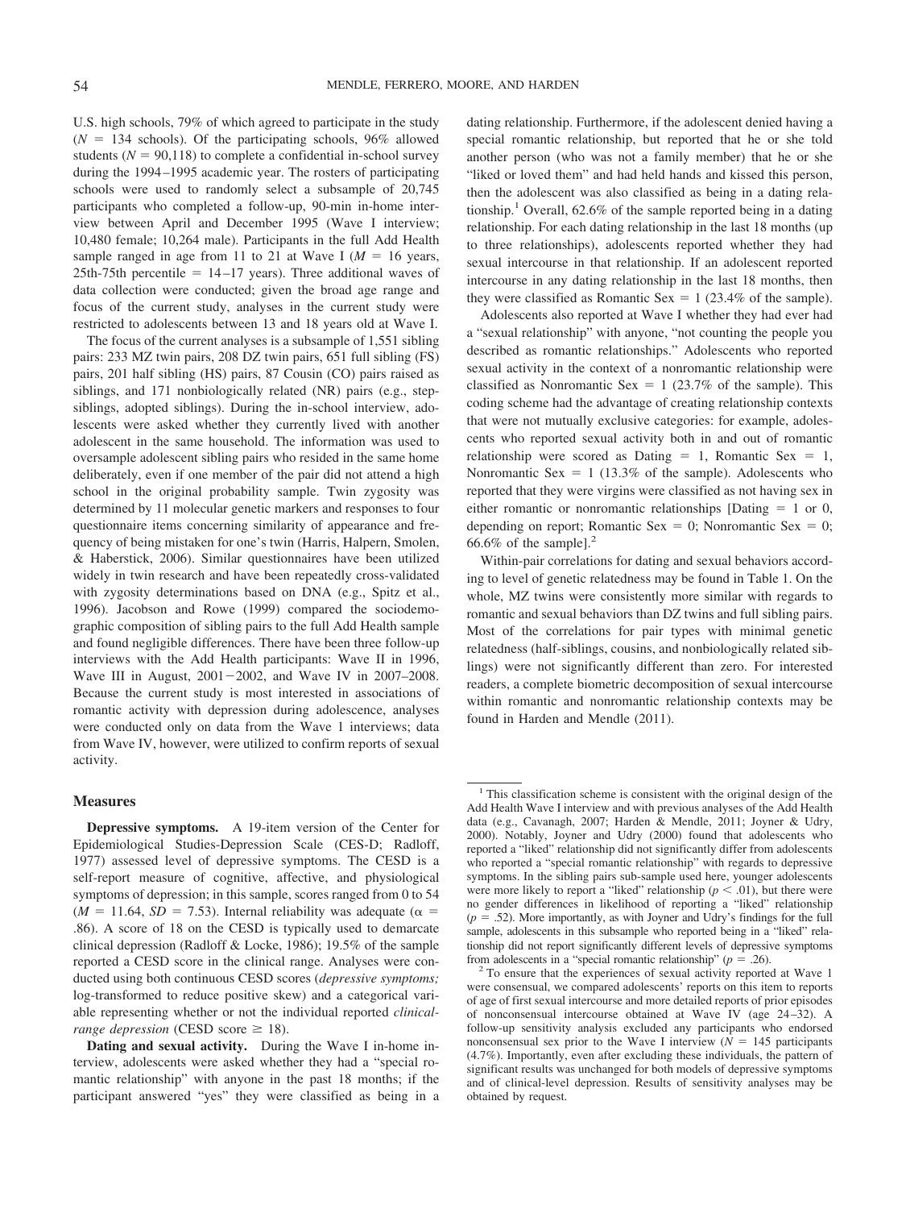U.S. high schools, 79% of which agreed to participate in the study ($N = 134$ schools). Of the participating schools, 96% allowed students ($N = 90{,}118$) to complete a confidential in-school survey during the 1994–1995 academic year. The rosters of participating schools were used to randomly select a subsample of 20,745 participants who completed a follow-up, 90-min in-home interview between April and December 1995 (Wave I interview; 10,480 female; 10,264 male). Participants in the full Add Health sample ranged in age from 11 to 21 at Wave I ($M = 16$ years, 25th-75th percentile = 14–17 years). Three additional waves of data collection were conducted; given the broad age range and focus of the current study, analyses in the current study were restricted to adolescents between 13 and 18 years old at Wave I.

The focus of the current analyses is a subsample of 1,551 sibling pairs: 233 MZ twin pairs, 208 DZ twin pairs, 651 full sibling (FS) pairs, 201 half sibling (HS) pairs, 87 Cousin (CO) pairs raised as siblings, and 171 nonbiologically related (NR) pairs (e.g., step-siblings, adopted siblings). During the in-school interview, adolescents were asked whether they currently lived with another adolescent in the same household. The information was used to oversample adolescent sibling pairs who resided in the same home deliberately, even if one member of the pair did not attend a high school in the original probability sample. Twin zygosity was determined by 11 molecular genetic markers and responses to four questionnaire items concerning similarity of appearance and frequency of being mistaken for one's twin (Harris, Halpern, Smolen, & Haberstick, 2006). Similar questionnaires have been utilized widely in twin research and have been repeatedly cross-validated with zygosity determinations based on DNA (e.g., Spitz et al., 1996). Jacobson and Rowe (1999) compared the sociodemographic composition of sibling pairs to the full Add Health sample and found negligible differences. There have been three follow-up interviews with the Add Health participants: Wave II in 1996, Wave III in August, 2001−2002, and Wave IV in 2007–2008. Because the current study is most interested in associations of romantic activity with depression during adolescence, analyses were conducted only on data from the Wave 1 interviews; data from Wave IV, however, were utilized to confirm reports of sexual activity.

## Measures

**Depressive symptoms.** A 19-item version of the Center for Epidemiological Studies-Depression Scale (CES-D; Radloff, 1977) assessed level of depressive symptoms. The CESD is a self-report measure of cognitive, affective, and physiological symptoms of depression; in this sample, scores ranged from 0 to 54 ($M = 11.64$, $SD = 7.53$). Internal reliability was adequate ($\alpha = .86$). A score of 18 on the CESD is typically used to demarcate clinical depression (Radloff & Locke, 1986); 19.5% of the sample reported a CESD score in the clinical range. Analyses were conducted using both continuous CESD scores (*depressive symptoms;* log-transformed to reduce positive skew) and a categorical variable representing whether or not the individual reported *clinical-range depression* (CESD score $\geq 18$).

**Dating and sexual activity.** During the Wave I in-home interview, adolescents were asked whether they had a "special romantic relationship" with anyone in the past 18 months; if the participant answered "yes" they were classified as being in a dating relationship. Furthermore, if the adolescent denied having a special romantic relationship, but reported that he or she told another person (who was not a family member) that he or she "liked or loved them" and had held hands and kissed this person, then the adolescent was also classified as being in a dating relationship.[1] Overall, 62.6% of the sample reported being in a dating relationship. For each dating relationship in the last 18 months (up to three relationships), adolescents reported whether they had sexual intercourse in that relationship. If an adolescent reported intercourse in any dating relationship in the last 18 months, then they were classified as Romantic Sex = 1 (23.4% of the sample).

Adolescents also reported at Wave I whether they had ever had a "sexual relationship" with anyone, "not counting the people you described as romantic relationships." Adolescents who reported sexual activity in the context of a nonromantic relationship were classified as Nonromantic Sex = 1 (23.7% of the sample). This coding scheme had the advantage of creating relationship contexts that were not mutually exclusive categories: for example, adolescents who reported sexual activity both in and out of romantic relationship were scored as Dating = 1, Romantic Sex = 1, Nonromantic Sex = 1 (13.3% of the sample). Adolescents who reported that they were virgins were classified as not having sex in either romantic or nonromantic relationships [Dating = 1 or 0, depending on report; Romantic Sex = 0; Nonromantic Sex = 0; 66.6% of the sample].[2]

Within-pair correlations for dating and sexual behaviors according to level of genetic relatedness may be found in Table 1. On the whole, MZ twins were consistently more similar with regards to romantic and sexual behaviors than DZ twins and full sibling pairs. Most of the correlations for pair types with minimal genetic relatedness (half-siblings, cousins, and nonbiologically related siblings) were not significantly different than zero. For interested readers, a complete biometric decomposition of sexual intercourse within romantic and nonromantic relationship contexts may be found in Harden and Mendle (2011).

---

[1] This classification scheme is consistent with the original design of the Add Health Wave I interview and with previous analyses of the Add Health data (e.g., Cavanagh, 2007; Harden & Mendle, 2011; Joyner & Udry, 2000). Notably, Joyner and Udry (2000) found that adolescents who reported a "liked" relationship did not significantly differ from adolescents who reported a "special romantic relationship" with regards to depressive symptoms. In the sibling pairs sub-sample used here, younger adolescents were more likely to report a "liked" relationship ($p < .01$), but there were no gender differences in likelihood of reporting a "liked" relationship ($p = .52$). More importantly, as with Joyner and Udry's findings for the full sample, adolescents in this subsample who reported being in a "liked" relationship did not report significantly different levels of depressive symptoms from adolescents in a "special romantic relationship" ($p = .26$).

[2] To ensure that the experiences of sexual activity reported at Wave 1 were consensual, we compared adolescents' reports on this item to reports of age of first sexual intercourse and more detailed reports of prior episodes of nonconsensual intercourse obtained at Wave IV (age 24–32). A follow-up sensitivity analysis excluded any participants who endorsed nonconsensual sex prior to the Wave I interview ($N = 145$ participants (4.7%). Importantly, even after excluding these individuals, the pattern of significant results was unchanged for both models of depressive symptoms and of clinical-level depression. Results of sensitivity analyses may be obtained by request.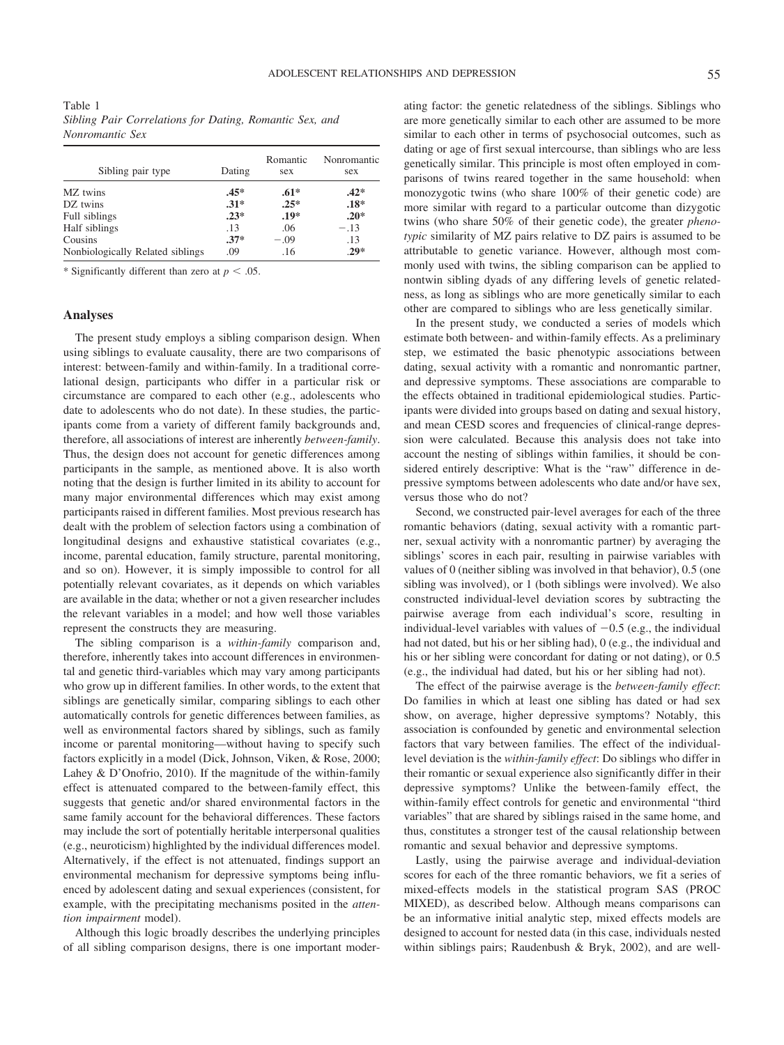Table 1
*Sibling Pair Correlations for Dating, Romantic Sex, and Nonromantic Sex*

| Sibling pair type | Dating | Romantic sex | Nonromantic sex |
|---|---|---|---|
| MZ twins | **.45*** | **.61*** | **.42*** |
| DZ twins | **.31*** | **.25*** | **.18*** |
| Full siblings | **.23*** | **.19*** | **.20*** |
| Half siblings | .13 | .06 | −.13 |
| Cousins | **.37*** | −.09 | .13 |
| Nonbiologically Related siblings | .09 | .16 | **.29*** |

* Significantly different than zero at $p < .05$.

## Analyses

The present study employs a sibling comparison design. When using siblings to evaluate causality, there are two comparisons of interest: between-family and within-family. In a traditional correlational design, participants who differ in a particular risk or circumstance are compared to each other (e.g., adolescents who date to adolescents who do not date). In these studies, the participants come from a variety of different family backgrounds and, therefore, all associations of interest are inherently *between-family*. Thus, the design does not account for genetic differences among participants in the sample, as mentioned above. It is also worth noting that the design is further limited in its ability to account for many major environmental differences which may exist among participants raised in different families. Most previous research has dealt with the problem of selection factors using a combination of longitudinal designs and exhaustive statistical covariates (e.g., income, parental education, family structure, parental monitoring, and so on). However, it is simply impossible to control for all potentially relevant covariates, as it depends on which variables are available in the data; whether or not a given researcher includes the relevant variables in a model; and how well those variables represent the constructs they are measuring.

The sibling comparison is a *within-family* comparison and, therefore, inherently takes into account differences in environmental and genetic third-variables which may vary among participants who grow up in different families. In other words, to the extent that siblings are genetically similar, comparing siblings to each other automatically controls for genetic differences between families, as well as environmental factors shared by siblings, such as family income or parental monitoring—without having to specify such factors explicitly in a model (Dick, Johnson, Viken, & Rose, 2000; Lahey & D'Onofrio, 2010). If the magnitude of the within-family effect is attenuated compared to the between-family effect, this suggests that genetic and/or shared environmental factors in the same family account for the behavioral differences. These factors may include the sort of potentially heritable interpersonal qualities (e.g., neuroticism) highlighted by the individual differences model. Alternatively, if the effect is not attenuated, findings support an environmental mechanism for depressive symptoms being influenced by adolescent dating and sexual experiences (consistent, for example, with the precipitating mechanisms posited in the *attention impairment* model).

Although this logic broadly describes the underlying principles of all sibling comparison designs, there is one important moderating factor: the genetic relatedness of the siblings. Siblings who are more genetically similar to each other are assumed to be more similar to each other in terms of psychosocial outcomes, such as dating or age of first sexual intercourse, than siblings who are less genetically similar. This principle is most often employed in comparisons of twins reared together in the same household: when monozygotic twins (who share 100% of their genetic code) are more similar with regard to a particular outcome than dizygotic twins (who share 50% of their genetic code), the greater *phenotypic* similarity of MZ pairs relative to DZ pairs is assumed to be attributable to genetic variance. However, although most commonly used with twins, the sibling comparison can be applied to nontwin sibling dyads of any differing levels of genetic relatedness, as long as siblings who are more genetically similar to each other are compared to siblings who are less genetically similar.

In the present study, we conducted a series of models which estimate both between- and within-family effects. As a preliminary step, we estimated the basic phenotypic associations between dating, sexual activity with a romantic and nonromantic partner, and depressive symptoms. These associations are comparable to the effects obtained in traditional epidemiological studies. Participants were divided into groups based on dating and sexual history, and mean CESD scores and frequencies of clinical-range depression were calculated. Because this analysis does not take into account the nesting of siblings within families, it should be considered entirely descriptive: What is the "raw" difference in depressive symptoms between adolescents who date and/or have sex, versus those who do not?

Second, we constructed pair-level averages for each of the three romantic behaviors (dating, sexual activity with a romantic partner, sexual activity with a nonromantic partner) by averaging the siblings' scores in each pair, resulting in pairwise variables with values of 0 (neither sibling was involved in that behavior), 0.5 (one sibling was involved), or 1 (both siblings were involved). We also constructed individual-level deviation scores by subtracting the pairwise average from each individual's score, resulting in individual-level variables with values of −0.5 (e.g., the individual had not dated, but his or her sibling had), 0 (e.g., the individual and his or her sibling were concordant for dating or not dating), or 0.5 (e.g., the individual had dated, but his or her sibling had not).

The effect of the pairwise average is the *between-family effect*: Do families in which at least one sibling has dated or had sex show, on average, higher depressive symptoms? Notably, this association is confounded by genetic and environmental selection factors that vary between families. The effect of the individual-level deviation is the *within-family effect*: Do siblings who differ in their romantic or sexual experience also significantly differ in their depressive symptoms? Unlike the between-family effect, the within-family effect controls for genetic and environmental "third variables" that are shared by siblings raised in the same home, and thus, constitutes a stronger test of the causal relationship between romantic and sexual behavior and depressive symptoms.

Lastly, using the pairwise average and individual-deviation scores for each of the three romantic behaviors, we fit a series of mixed-effects models in the statistical program SAS (PROC MIXED), as described below. Although means comparisons can be an informative initial analytic step, mixed effects models are designed to account for nested data (in this case, individuals nested within siblings pairs; Raudenbush & Bryk, 2002), and are well-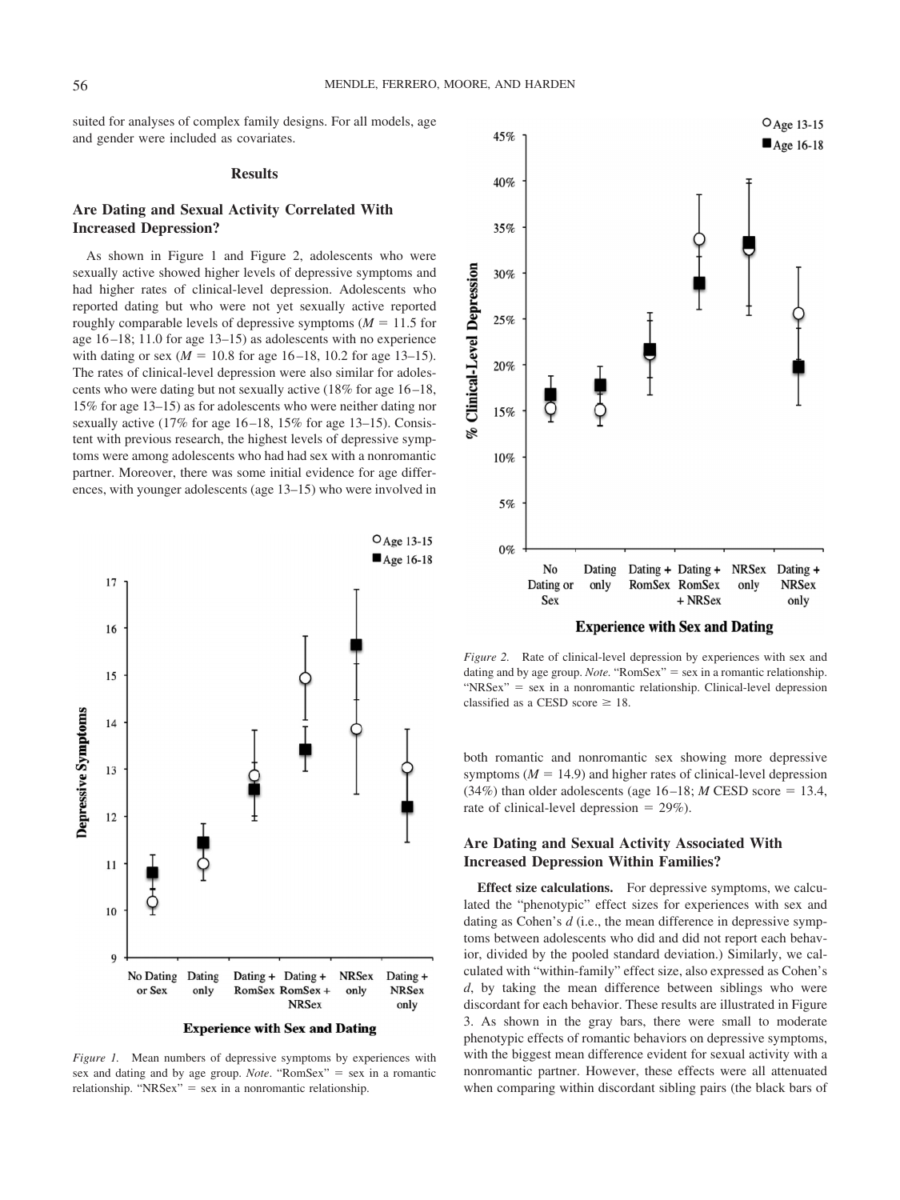suited for analyses of complex family designs. For all models, age and gender were included as covariates.

## Results

### Are Dating and Sexual Activity Correlated With Increased Depression?

As shown in Figure 1 and Figure 2, adolescents who were sexually active showed higher levels of depressive symptoms and had higher rates of clinical-level depression. Adolescents who reported dating but who were not yet sexually active reported roughly comparable levels of depressive symptoms ($M = 11.5$ for age 16–18; 11.0 for age 13–15) as adolescents with no experience with dating or sex ($M = 10.8$ for age 16–18, 10.2 for age 13–15). The rates of clinical-level depression were also similar for adolescents who were dating but not sexually active (18% for age 16–18, 15% for age 13–15) as for adolescents who were neither dating nor sexually active (17% for age 16–18, 15% for age 13–15). Consistent with previous research, the highest levels of depressive symptoms were among adolescents who had had sex with a nonromantic partner. Moreover, there was some initial evidence for age differences, with younger adolescents (age 13–15) who were involved in both romantic and nonromantic sex showing more depressive symptoms ($M = 14.9$) and higher rates of clinical-level depression (34%) than older adolescents (age 16–18; $M$ CESD score = 13.4, rate of clinical-level depression = 29%).

*Figure 1.* Mean numbers of depressive symptoms by experiences with sex and dating and by age group. *Note*. "RomSex" = sex in a romantic relationship. "NRSex" = sex in a nonromantic relationship.

*Figure 2.* Rate of clinical-level depression by experiences with sex and dating and by age group. *Note.* "RomSex" = sex in a romantic relationship. "NRSex" = sex in a nonromantic relationship. Clinical-level depression classified as a CESD score ≥ 18.

### Are Dating and Sexual Activity Associated With Increased Depression Within Families?

**Effect size calculations.** For depressive symptoms, we calculated the "phenotypic" effect sizes for experiences with sex and dating as Cohen's $d$ (i.e., the mean difference in depressive symptoms between adolescents who did and did not report each behavior, divided by the pooled standard deviation.) Similarly, we calculated with "within-family" effect size, also expressed as Cohen's $d$, by taking the mean difference between siblings who were discordant for each behavior. These results are illustrated in Figure 3. As shown in the gray bars, there were small to moderate phenotypic effects of romantic behaviors on depressive symptoms, with the biggest mean difference evident for sexual activity with a nonromantic partner. However, these effects were all attenuated when comparing within discordant sibling pairs (the black bars of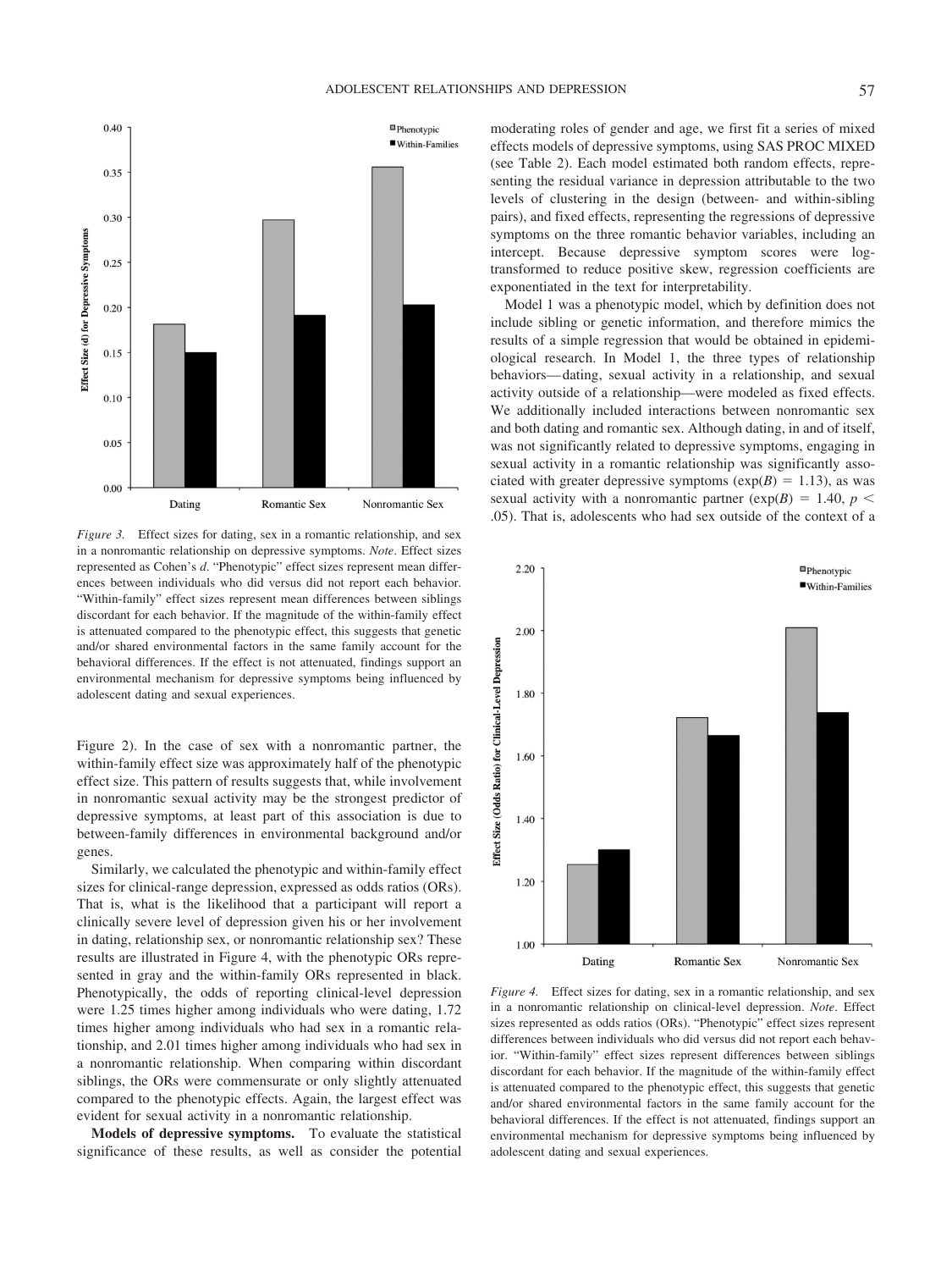*Figure 3.* Effect sizes for dating, sex in a romantic relationship, and sex in a nonromantic relationship on depressive symptoms. *Note*. Effect sizes represented as Cohen's *d*. "Phenotypic" effect sizes represent mean differences between individuals who did versus did not report each behavior. "Within-family" effect sizes represent mean differences between siblings discordant for each behavior. If the magnitude of the within-family effect is attenuated compared to the phenotypic effect, this suggests that genetic and/or shared environmental factors in the same family account for the behavioral differences. If the effect is not attenuated, findings support an environmental mechanism for depressive symptoms being influenced by adolescent dating and sexual experiences.

Figure 2). In the case of sex with a nonromantic partner, the within-family effect size was approximately half of the phenotypic effect size. This pattern of results suggests that, while involvement in nonromantic sexual activity may be the strongest predictor of depressive symptoms, at least part of this association is due to between-family differences in environmental background and/or genes.

Similarly, we calculated the phenotypic and within-family effect sizes for clinical-range depression, expressed as odds ratios (ORs). That is, what is the likelihood that a participant will report a clinically severe level of depression given his or her involvement in dating, relationship sex, or nonromantic relationship sex? These results are illustrated in Figure 4, with the phenotypic ORs represented in gray and the within-family ORs represented in black. Phenotypically, the odds of reporting clinical-level depression were 1.25 times higher among individuals who were dating, 1.72 times higher among individuals who had sex in a romantic relationship, and 2.01 times higher among individuals who had sex in a nonromantic relationship. When comparing within discordant siblings, the ORs were commensurate or only slightly attenuated compared to the phenotypic effects. Again, the largest effect was evident for sexual activity in a nonromantic relationship.

**Models of depressive symptoms.** To evaluate the statistical significance of these results, as well as consider the potential moderating roles of gender and age, we first fit a series of mixed effects models of depressive symptoms, using SAS PROC MIXED (see Table 2). Each model estimated both random effects, representing the residual variance in depression attributable to the two levels of clustering in the design (between- and within-sibling pairs), and fixed effects, representing the regressions of depressive symptoms on the three romantic behavior variables, including an intercept. Because depressive symptom scores were log-transformed to reduce positive skew, regression coefficients are exponentiated in the text for interpretability.

Model 1 was a phenotypic model, which by definition does not include sibling or genetic information, and therefore mimics the results of a simple regression that would be obtained in epidemiological research. In Model 1, the three types of relationship behaviors—dating, sexual activity in a relationship, and sexual activity outside of a relationship—were modeled as fixed effects. We additionally included interactions between nonromantic sex and both dating and romantic sex. Although dating, in and of itself, was not significantly related to depressive symptoms, engaging in sexual activity in a romantic relationship was significantly associated with greater depressive symptoms ($\exp(B) = 1.13$), as was sexual activity with a nonromantic partner ($\exp(B) = 1.40$, $p < .05$). That is, adolescents who had sex outside of the context of a

*Figure 4.* Effect sizes for dating, sex in a romantic relationship, and sex in a nonromantic relationship on clinical-level depression. *Note*. Effect sizes represented as odds ratios (ORs). "Phenotypic" effect sizes represent differences between individuals who did versus did not report each behavior. "Within-family" effect sizes represent differences between siblings discordant for each behavior. If the magnitude of the within-family effect is attenuated compared to the phenotypic effect, this suggests that genetic and/or shared environmental factors in the same family account for the behavioral differences. If the effect is not attenuated, findings support an environmental mechanism for depressive symptoms being influenced by adolescent dating and sexual experiences.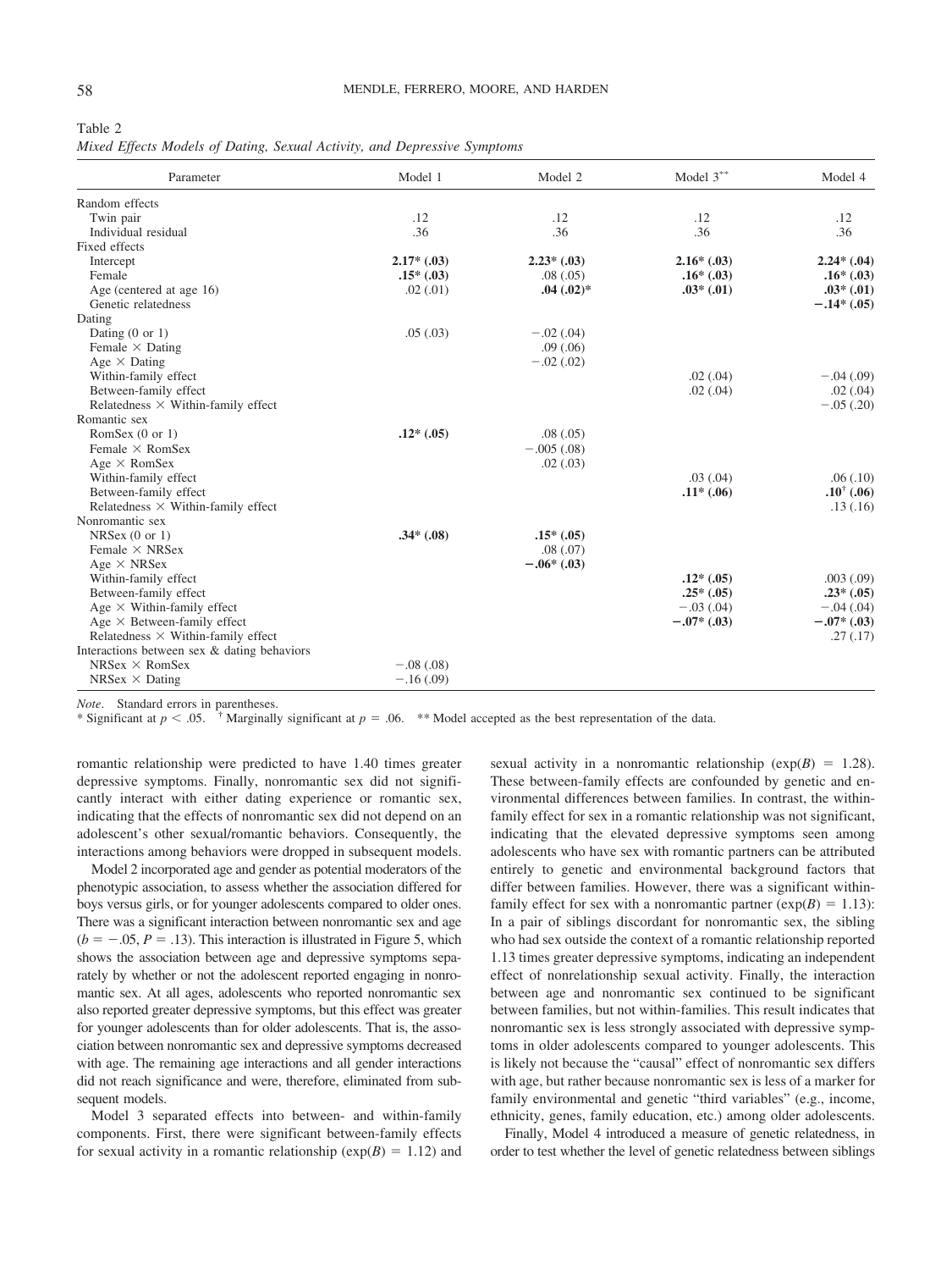Table 2
*Mixed Effects Models of Dating, Sexual Activity, and Depressive Symptoms*

| Parameter | Model 1 | Model 2 | Model 3** | Model 4 |
|---|---|---|---|---|
| Random effects | | | | |
| Twin pair | .12 | .12 | .12 | .12 |
| Individual residual | .36 | .36 | .36 | .36 |
| Fixed effects | | | | |
| Intercept | **2.17* (.03)** | **2.23* (.03)** | **2.16* (.03)** | **2.24* (.04)** |
| Female | **.15* (.03)** | .08 (.05) | **.16* (.03)** | **.16* (.03)** |
| Age (centered at age 16) | .02 (.01) | **.04 (.02)*** | **.03* (.01)** | **.03* (.01)** |
| Genetic relatedness | | | | **−.14* (.05)** |
| Dating | | | | |
| Dating (0 or 1) | .05 (.03) | −.02 (.04) | | |
| Female × Dating | | .09 (.06) | | |
| Age × Dating | | −.02 (.02) | | |
| Within-family effect | | | .02 (.04) | −.04 (.09) |
| Between-family effect | | | .02 (.04) | .02 (.04) |
| Relatedness × Within-family effect | | | | −.05 (.20) |
| Romantic sex | | | | |
| RomSex (0 or 1) | **.12* (.05)** | .08 (.05) | | |
| Female × RomSex | | −.005 (.08) | | |
| Age × RomSex | | .02 (.03) | | |
| Within-family effect | | | .03 (.04) | .06 (.10) |
| Between-family effect | | | **.11* (.06)** | **.10† (.06)** |
| Relatedness × Within-family effect | | | | .13 (.16) |
| Nonromantic sex | | | | |
| NRSex (0 or 1) | **.34* (.08)** | **.15* (.05)** | | |
| Female × NRSex | | .08 (.07) | | |
| Age × NRSex | | **−.06* (.03)** | | |
| Within-family effect | | | **.12* (.05)** | .003 (.09) |
| Between-family effect | | | **.25* (.05)** | **.23* (.05)** |
| Age × Within-family effect | | | −.03 (.04) | −.04 (.04) |
| Age × Between-family effect | | | **−.07* (.03)** | **−.07* (.03)** |
| Relatedness × Within-family effect | | | | .27 (.17) |
| Interactions between sex & dating behaviors | | | | |
| NRSex × RomSex | −.08 (.08) | | | |
| NRSex × Dating | −.16 (.09) | | | |

*Note*. Standard errors in parentheses.
* Significant at $p < .05$. † Marginally significant at $p = .06$. ** Model accepted as the best representation of the data.

romantic relationship were predicted to have 1.40 times greater depressive symptoms. Finally, nonromantic sex did not significantly interact with either dating experience or romantic sex, indicating that the effects of nonromantic sex did not depend on an adolescent's other sexual/romantic behaviors. Consequently, the interactions among behaviors were dropped in subsequent models.

Model 2 incorporated age and gender as potential moderators of the phenotypic association, to assess whether the association differed for boys versus girls, or for younger adolescents compared to older ones. There was a significant interaction between nonromantic sex and age ($b = -.05$, $P = .13$). This interaction is illustrated in Figure 5, which shows the association between age and depressive symptoms separately by whether or not the adolescent reported engaging in nonromantic sex. At all ages, adolescents who reported nonromantic sex also reported greater depressive symptoms, but this effect was greater for younger adolescents than for older adolescents. That is, the association between nonromantic sex and depressive symptoms decreased with age. The remaining age interactions and all gender interactions did not reach significance and were, therefore, eliminated from subsequent models.

Model 3 separated effects into between- and within-family components. First, there were significant between-family effects for sexual activity in a romantic relationship ($\exp(B) = 1.12$) and sexual activity in a nonromantic relationship ($\exp(B) = 1.28$). These between-family effects are confounded by genetic and environmental differences between families. In contrast, the within-family effect for sex in a romantic relationship was not significant, indicating that the elevated depressive symptoms seen among adolescents who have sex with romantic partners can be attributed entirely to genetic and environmental background factors that differ between families. However, there was a significant within-family effect for sex with a nonromantic partner ($\exp(B) = 1.13$): In a pair of siblings discordant for nonromantic sex, the sibling who had sex outside the context of a romantic relationship reported 1.13 times greater depressive symptoms, indicating an independent effect of nonrelationship sexual activity. Finally, the interaction between age and nonromantic sex continued to be significant between families, but not within-families. This result indicates that nonromantic sex is less strongly associated with depressive symptoms in older adolescents compared to younger adolescents. This is likely not because the "causal" effect of nonromantic sex differs with age, but rather because nonromantic sex is less of a marker for family environmental and genetic "third variables" (e.g., income, ethnicity, genes, family education, etc.) among older adolescents.

Finally, Model 4 introduced a measure of genetic relatedness, in order to test whether the level of genetic relatedness between siblings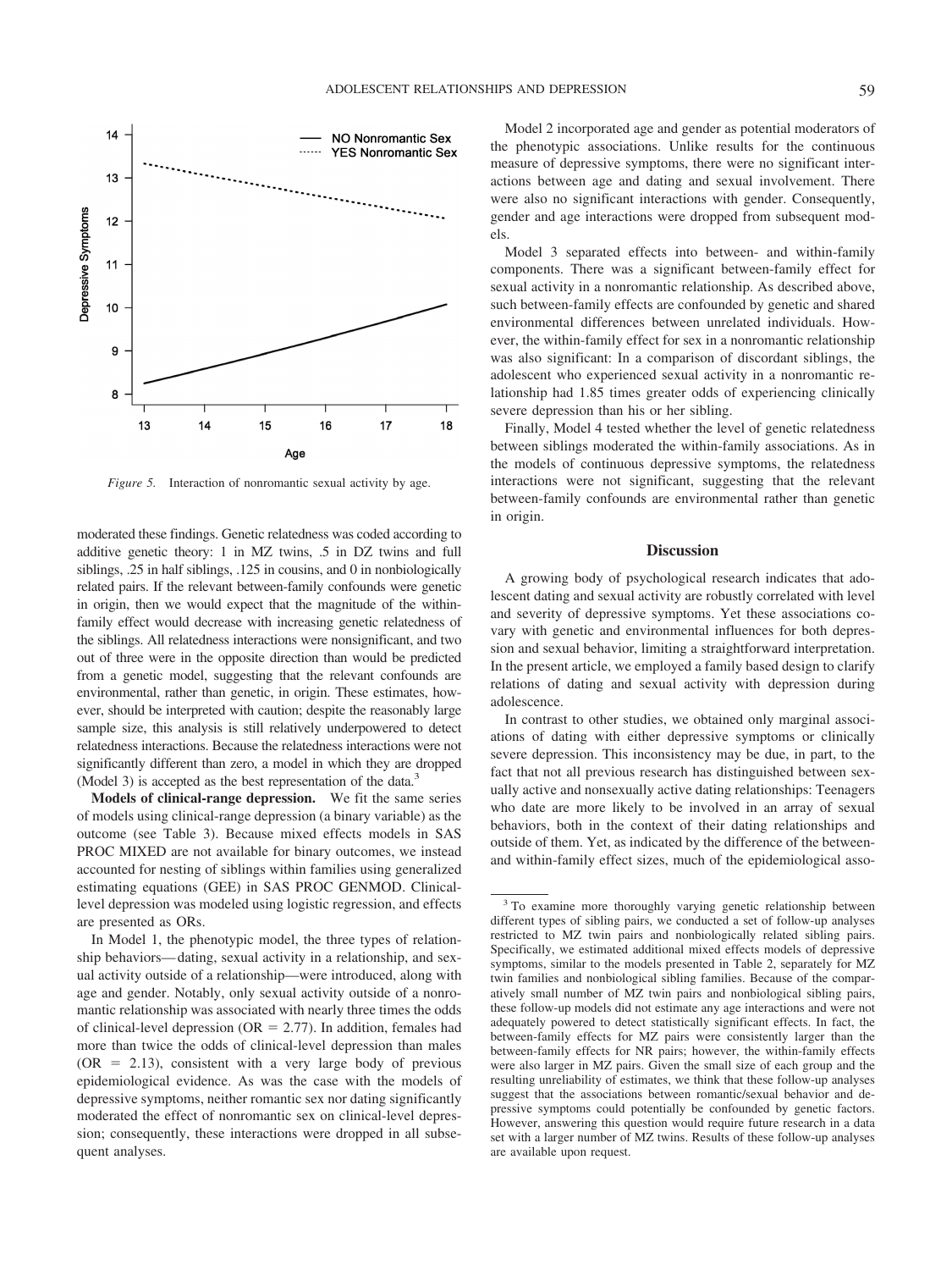*Figure 5.* Interaction of nonromantic sexual activity by age.

moderated these findings. Genetic relatedness was coded according to additive genetic theory: 1 in MZ twins, .5 in DZ twins and full siblings, .25 in half siblings, .125 in cousins, and 0 in nonbiologically related pairs. If the relevant between-family confounds were genetic in origin, then we would expect that the magnitude of the within-family effect would decrease with increasing genetic relatedness of the siblings. All relatedness interactions were nonsignificant, and two out of three were in the opposite direction than would be predicted from a genetic model, suggesting that the relevant confounds are environmental, rather than genetic, in origin. These estimates, however, should be interpreted with caution; despite the reasonably large sample size, this analysis is still relatively underpowered to detect relatedness interactions. Because the relatedness interactions were not significantly different than zero, a model in which they are dropped (Model 3) is accepted as the best representation of the data.[3]

**Models of clinical-range depression.** We fit the same series of models using clinical-range depression (a binary variable) as the outcome (see Table 3). Because mixed effects models in SAS PROC MIXED are not available for binary outcomes, we instead accounted for nesting of siblings within families using generalized estimating equations (GEE) in SAS PROC GENMOD. Clinical-level depression was modeled using logistic regression, and effects are presented as ORs.

In Model 1, the phenotypic model, the three types of relationship behaviors—dating, sexual activity in a relationship, and sexual activity outside of a relationship—were introduced, along with age and gender. Notably, only sexual activity outside of a nonromantic relationship was associated with nearly three times the odds of clinical-level depression (OR = 2.77). In addition, females had more than twice the odds of clinical-level depression than males (OR = 2.13), consistent with a very large body of previous epidemiological evidence. As was the case with the models of depressive symptoms, neither romantic sex nor dating significantly moderated the effect of nonromantic sex on clinical-level depression; consequently, these interactions were dropped in all subsequent analyses.

Model 2 incorporated age and gender as potential moderators of the phenotypic associations. Unlike results for the continuous measure of depressive symptoms, there were no significant interactions between age and dating and sexual involvement. There were also no significant interactions with gender. Consequently, gender and age interactions were dropped from subsequent models.

Model 3 separated effects into between- and within-family components. There was a significant between-family effect for sexual activity in a nonromantic relationship. As described above, such between-family effects are confounded by genetic and shared environmental differences between unrelated individuals. However, the within-family effect for sex in a nonromantic relationship was also significant: In a comparison of discordant siblings, the adolescent who experienced sexual activity in a nonromantic relationship had 1.85 times greater odds of experiencing clinically severe depression than his or her sibling.

Finally, Model 4 tested whether the level of genetic relatedness between siblings moderated the within-family associations. As in the models of continuous depressive symptoms, the relatedness interactions were not significant, suggesting that the relevant between-family confounds are environmental rather than genetic in origin.

## Discussion

A growing body of psychological research indicates that adolescent dating and sexual activity are robustly correlated with level and severity of depressive symptoms. Yet these associations covary with genetic and environmental influences for both depression and sexual behavior, limiting a straightforward interpretation. In the present article, we employed a family based design to clarify relations of dating and sexual activity with depression during adolescence.

In contrast to other studies, we obtained only marginal associations of dating with either depressive symptoms or clinically severe depression. This inconsistency may be due, in part, to the fact that not all previous research has distinguished between sexually active and nonsexually active dating relationships: Teenagers who date are more likely to be involved in an array of sexual behaviors, both in the context of their dating relationships and outside of them. Yet, as indicated by the difference of the between- and within-family effect sizes, much of the epidemiological asso-

[3] To examine more thoroughly varying genetic relationship between different types of sibling pairs, we conducted a set of follow-up analyses restricted to MZ twin pairs and nonbiologically related sibling pairs. Specifically, we estimated additional mixed effects models of depressive symptoms, similar to the models presented in Table 2, separately for MZ twin families and nonbiological sibling families. Because of the comparatively small number of MZ twin pairs and nonbiological sibling pairs, these follow-up models did not estimate any age interactions and were not adequately powered to detect statistically significant effects. In fact, the between-family effects for MZ pairs were consistently larger than the between-family effects for NR pairs; however, the within-family effects were also larger in MZ pairs. Given the small size of each group and the resulting unreliability of estimates, we think that these follow-up analyses suggest that the associations between romantic/sexual behavior and depressive symptoms could potentially be confounded by genetic factors. However, answering this question would require future research in a data set with a larger number of MZ twins. Results of these follow-up analyses are available upon request.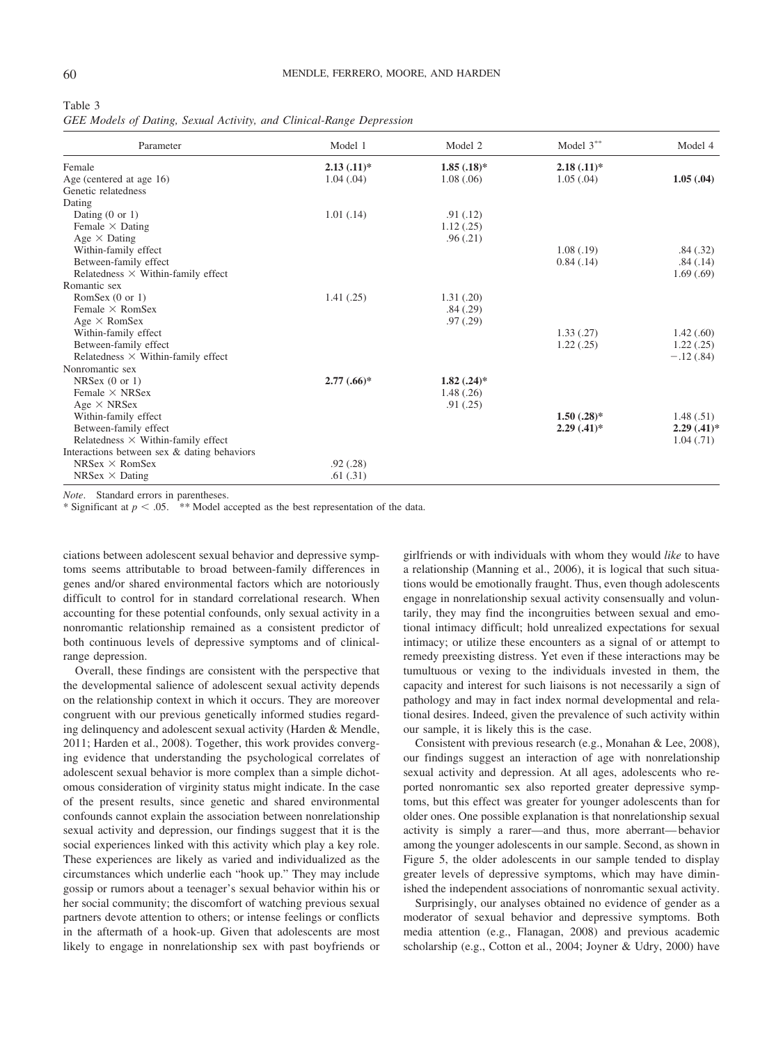Table 3

*GEE Models of Dating, Sexual Activity, and Clinical-Range Depression*

| Parameter | Model 1 | Model 2 | Model 3** | Model 4 |
|---|---|---|---|---|
| Female | **2.13 (.11)*** | **1.85 (.18)*** | **2.18 (.11)*** | |
| Age (centered at age 16) | 1.04 (.04) | 1.08 (.06) | 1.05 (.04) | **1.05 (.04)** |
| Genetic relatedness | | | | |
| Dating | | | | |
| Dating (0 or 1) | 1.01 (.14) | .91 (.12) | | |
| Female × Dating | | 1.12 (.25) | | |
| Age × Dating | | .96 (.21) | | |
| Within-family effect | | | 1.08 (.19) | .84 (.32) |
| Between-family effect | | | 0.84 (.14) | .84 (.14) |
| Relatedness × Within-family effect | | | | 1.69 (.69) |
| Romantic sex | | | | |
| RomSex (0 or 1) | 1.41 (.25) | 1.31 (.20) | | |
| Female × RomSex | | .84 (.29) | | |
| Age × RomSex | | .97 (.29) | | |
| Within-family effect | | | 1.33 (.27) | 1.42 (.60) |
| Between-family effect | | | 1.22 (.25) | 1.22 (.25) |
| Relatedness × Within-family effect | | | | −.12 (.84) |
| Nonromantic sex | | | | |
| NRSex (0 or 1) | **2.77 (.66)*** | **1.82 (.24)*** | | |
| Female × NRSex | | 1.48 (.26) | | |
| Age × NRSex | | .91 (.25) | | |
| Within-family effect | | | **1.50 (.28)*** | 1.48 (.51) |
| Between-family effect | | | **2.29 (.41)*** | **2.29 (.41)*** |
| Relatedness × Within-family effect | | | | 1.04 (.71) |
| Interactions between sex & dating behaviors | | | | |
| NRSex × RomSex | .92 (.28) | | | |
| NRSex × Dating | .61 (.31) | | | |

*Note*. Standard errors in parentheses.
* Significant at $p < .05$. ** Model accepted as the best representation of the data.

ciations between adolescent sexual behavior and depressive symptoms seems attributable to broad between-family differences in genes and/or shared environmental factors which are notoriously difficult to control for in standard correlational research. When accounting for these potential confounds, only sexual activity in a nonromantic relationship remained as a consistent predictor of both continuous levels of depressive symptoms and of clinical-range depression.

Overall, these findings are consistent with the perspective that the developmental salience of adolescent sexual activity depends on the relationship context in which it occurs. They are moreover congruent with our previous genetically informed studies regarding delinquency and adolescent sexual activity (Harden & Mendle, 2011; Harden et al., 2008). Together, this work provides converging evidence that understanding the psychological correlates of adolescent sexual behavior is more complex than a simple dichotomous consideration of virginity status might indicate. In the case of the present results, since genetic and shared environmental confounds cannot explain the association between nonrelationship sexual activity and depression, our findings suggest that it is the social experiences linked with this activity which play a key role. These experiences are likely as varied and individualized as the circumstances which underlie each "hook up." They may include gossip or rumors about a teenager's sexual behavior within his or her social community; the discomfort of watching previous sexual partners devote attention to others; or intense feelings or conflicts in the aftermath of a hook-up. Given that adolescents are most likely to engage in nonrelationship sex with past boyfriends or girlfriends or with individuals with whom they would *like* to have a relationship (Manning et al., 2006), it is logical that such situations would be emotionally fraught. Thus, even though adolescents engage in nonrelationship sexual activity consensually and voluntarily, they may find the incongruities between sexual and emotional intimacy difficult; hold unrealized expectations for sexual intimacy; or utilize these encounters as a signal of or attempt to remedy preexisting distress. Yet even if these interactions may be tumultuous or vexing to the individuals invested in them, the capacity and interest for such liaisons is not necessarily a sign of pathology and may in fact index normal developmental and relational desires. Indeed, given the prevalence of such activity within our sample, it is likely this is the case.

Consistent with previous research (e.g., Monahan & Lee, 2008), our findings suggest an interaction of age with nonrelationship sexual activity and depression. At all ages, adolescents who reported nonromantic sex also reported greater depressive symptoms, but this effect was greater for younger adolescents than for older ones. One possible explanation is that nonrelationship sexual activity is simply a rarer—and thus, more aberrant—behavior among the younger adolescents in our sample. Second, as shown in Figure 5, the older adolescents in our sample tended to display greater levels of depressive symptoms, which may have diminished the independent associations of nonromantic sexual activity.

Surprisingly, our analyses obtained no evidence of gender as a moderator of sexual behavior and depressive symptoms. Both media attention (e.g., Flanagan, 2008) and previous academic scholarship (e.g., Cotton et al., 2004; Joyner & Udry, 2000) have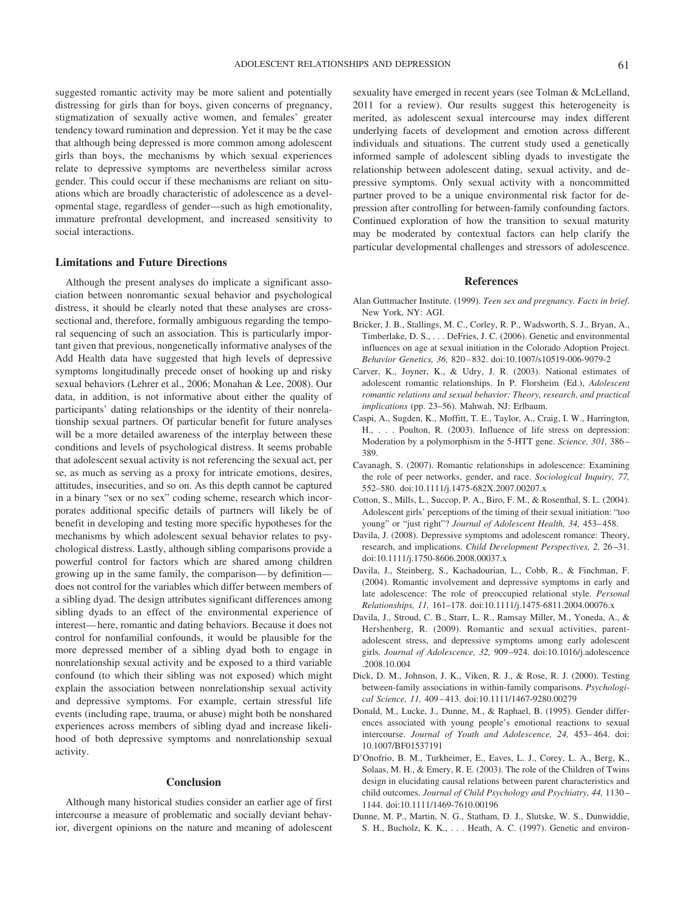suggested romantic activity may be more salient and potentially distressing for girls than for boys, given concerns of pregnancy, stigmatization of sexually active women, and females' greater tendency toward rumination and depression. Yet it may be the case that although being depressed is more common among adolescent girls than boys, the mechanisms by which sexual experiences relate to depressive symptoms are nevertheless similar across gender. This could occur if these mechanisms are reliant on situations which are broadly characteristic of adolescence as a developmental stage, regardless of gender—such as high emotionality, immature prefrontal development, and increased sensitivity to social interactions.

### Limitations and Future Directions

Although the present analyses do implicate a significant association between nonromantic sexual behavior and psychological distress, it should be clearly noted that these analyses are cross-sectional and, therefore, formally ambiguous regarding the temporal sequencing of such an association. This is particularly important given that previous, nongenetically informative analyses of the Add Health data have suggested that high levels of depressive symptoms longitudinally precede onset of hooking up and risky sexual behaviors (Lehrer et al., 2006; Monahan & Lee, 2008). Our data, in addition, is not informative about either the quality of participants' dating relationships or the identity of their nonrelationship sexual partners. Of particular benefit for future analyses will be a more detailed awareness of the interplay between these conditions and levels of psychological distress. It seems probable that adolescent sexual activity is not referencing the sexual act, per se, as much as serving as a proxy for intricate emotions, desires, attitudes, insecurities, and so on. As this depth cannot be captured in a binary "sex or no sex" coding scheme, research which incorporates additional specific details of partners will likely be of benefit in developing and testing more specific hypotheses for the mechanisms by which adolescent sexual behavior relates to psychological distress. Lastly, although sibling comparisons provide a powerful control for factors which are shared among children growing up in the same family, the comparison—by definition—does not control for the variables which differ between members of a sibling dyad. The design attributes significant differences among sibling dyads to an effect of the environmental experience of interest—here, romantic and dating behaviors. Because it does not control for nonfamilial confounds, it would be plausible for the more depressed member of a sibling dyad both to engage in nonrelationship sexual activity and be exposed to a third variable confound (to which their sibling was not exposed) which might explain the association between nonrelationship sexual activity and depressive symptoms. For example, certain stressful life events (including rape, trauma, or abuse) might both be nonshared experiences across members of sibling dyad and increase likelihood of both depressive symptoms and nonrelationship sexual activity.

## Conclusion

Although many historical studies consider an earlier age of first intercourse a measure of problematic and socially deviant behavior, divergent opinions on the nature and meaning of adolescent sexuality have emerged in recent years (see Tolman & McLelland, 2011 for a review). Our results suggest this heterogeneity is merited, as adolescent sexual intercourse may index different underlying facets of development and emotion across different individuals and situations. The current study used a genetically informed sample of adolescent sibling dyads to investigate the relationship between adolescent dating, sexual activity, and depressive symptoms. Only sexual activity with a noncommitted partner proved to be a unique environmental risk factor for depression after controlling for between-family confounding factors. Continued exploration of how the transition to sexual maturity may be moderated by contextual factors can help clarify the particular developmental challenges and stressors of adolescence.

## References

Alan Guttmacher Institute. (1999). *Teen sex and pregnancy. Facts in brief*. New York, NY: AGI.

Bricker, J. B., Stallings, M. C., Corley, R. P., Wadsworth, S. J., Bryan, A., Timberlake, D. S., . . . DeFries, J. C. (2006). Genetic and environmental influences on age at sexual initiation in the Colorado Adoption Project. *Behavior Genetics, 36,* 820–832. doi:10.1007/s10519-006-9079-2

Carver, K., Joyner, K., & Udry, J. R. (2003). National estimates of adolescent romantic relationships. In P. Florsheim (Ed.), *Adolescent romantic relations and sexual behavior: Theory, research, and practical implications* (pp. 23–56). Mahwah, NJ: Erlbaum.

Caspi, A., Sugden, K., Moffitt, T. E., Taylor, A., Craig, I. W., Harrington, H., . . . Poulton, R. (2003). Influence of life stress on depression: Moderation by a polymorphism in the 5-HTT gene. *Science, 301,* 386–389.

Cavanagh, S. (2007). Romantic relationships in adolescence: Examining the role of peer networks, gender, and race. *Sociological Inquiry, 77,* 552–580. doi:10.1111/j.1475-682X.2007.00207.x

Cotton, S., Mills, L., Succop, P. A., Biro, F. M., & Rosenthal, S. L. (2004). Adolescent girls' perceptions of the timing of their sexual initiation: "too young" or "just right"? *Journal of Adolescent Health, 34,* 453–458.

Davila, J. (2008). Depressive symptoms and adolescent romance: Theory, research, and implications. *Child Development Perspectives, 2,* 26–31. doi:10.1111/j.1750-8606.2008.00037.x

Davila, J., Steinberg, S., Kachadourian, L., Cobb, R., & Finchman, F. (2004). Romantic involvement and depressive symptoms in early and late adolescence: The role of preoccupied relational style. *Personal Relationships, 11,* 161–178. doi:10.1111/j.1475-6811.2004.00076.x

Davila, J., Stroud, C. B., Starr, L. R., Ramsay Miller, M., Yoneda, A., & Hershenberg, R. (2009). Romantic and sexual activities, parent-adolescent stress, and depressive symptoms among early adolescent girls. *Journal of Adolescence, 32,* 909–924. doi:10.1016/j.adolescence.2008.10.004

Dick, D. M., Johnson, J. K., Viken, R. J., & Rose, R. J. (2000). Testing between-family associations in within-family comparisons. *Psychological Science, 11,* 409–413. doi:10.1111/1467-9280.00279

Donald, M., Lucke, J., Dunne, M., & Raphael, B. (1995). Gender differences associated with young people's emotional reactions to sexual intercourse. *Journal of Youth and Adolescence, 24,* 453–464. doi:10.1007/BF01537191

D'Onofrio, B. M., Turkheimer, E., Eaves, L. J., Corey, L. A., Berg, K., Solaas, M. H., & Emery, R. E. (2003). The role of the Children of Twins design in elucidating causal relations between parent characteristics and child outcomes. *Journal of Child Psychology and Psychiatry, 44,* 1130–1144. doi:10.1111/1469-7610.00196

Dunne, M. P., Martin, N. G., Statham, D. J., Slutske, W. S., Dunwiddie, S. H., Bucholz, K. K., . . . Heath, A. C. (1997). Genetic and environ-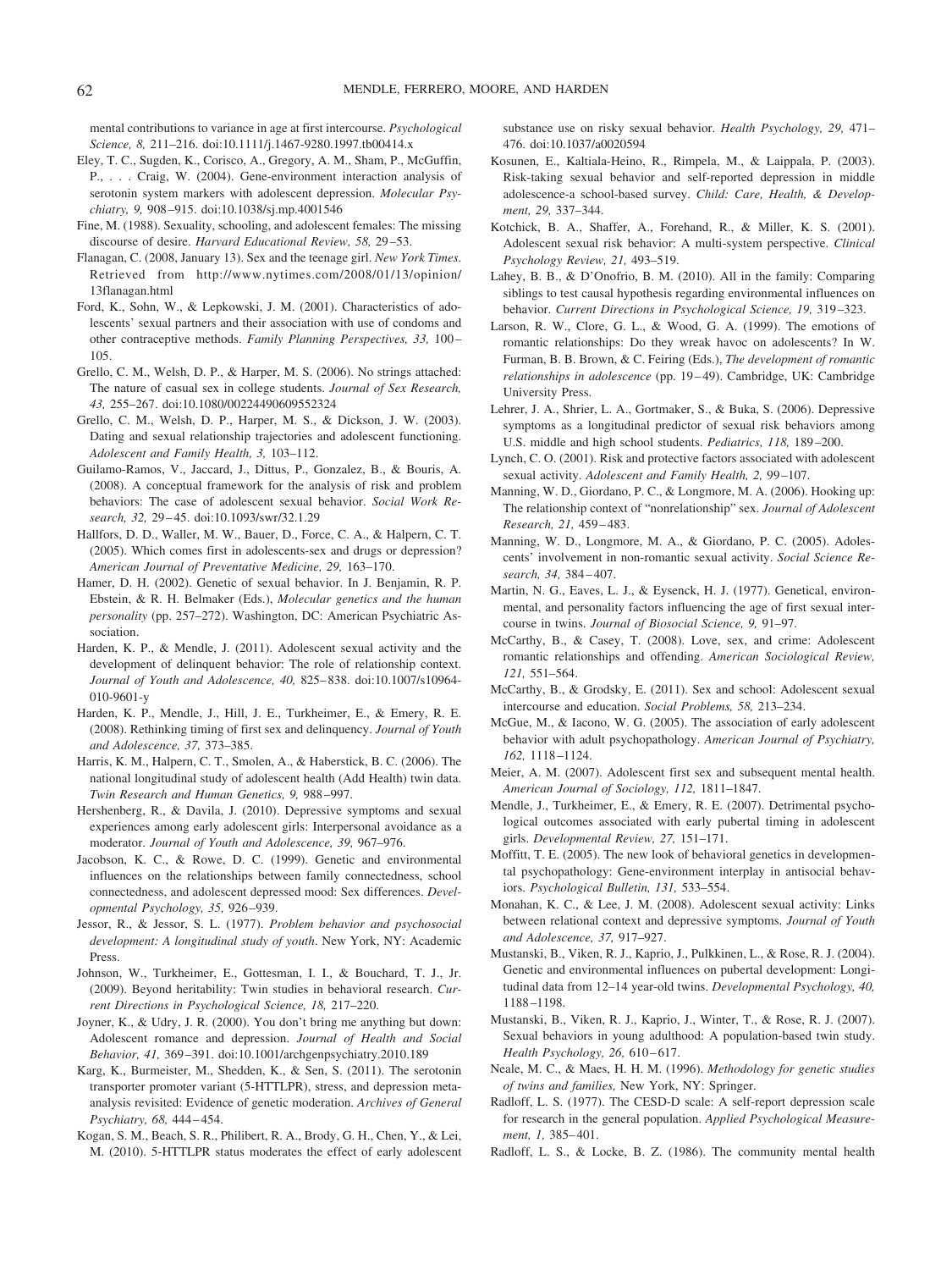mental contributions to variance in age at first intercourse. *Psychological Science, 8,* 211–216. doi:10.1111/j.1467-9280.1997.tb00414.x

Eley, T. C., Sugden, K., Corisco, A., Gregory, A. M., Sham, P., McGuffin, P., . . . Craig, W. (2004). Gene-environment interaction analysis of serotonin system markers with adolescent depression. *Molecular Psychiatry, 9,* 908–915. doi:10.1038/sj.mp.4001546

Fine, M. (1988). Sexuality, schooling, and adolescent females: The missing discourse of desire. *Harvard Educational Review, 58,* 29–53.

Flanagan, C. (2008, January 13). Sex and the teenage girl. *New York Times*. Retrieved from http://www.nytimes.com/2008/01/13/opinion/13flanagan.html

Ford, K., Sohn, W., & Lepkowski, J. M. (2001). Characteristics of adolescents' sexual partners and their association with use of condoms and other contraceptive methods. *Family Planning Perspectives, 33,* 100–105.

Grello, C. M., Welsh, D. P., & Harper, M. S. (2006). No strings attached: The nature of casual sex in college students. *Journal of Sex Research, 43,* 255–267. doi:10.1080/00224490609552324

Grello, C. M., Welsh, D. P., Harper, M. S., & Dickson, J. W. (2003). Dating and sexual relationship trajectories and adolescent functioning. *Adolescent and Family Health, 3,* 103–112.

Guilamo-Ramos, V., Jaccard, J., Dittus, P., Gonzalez, B., & Bouris, A. (2008). A conceptual framework for the analysis of risk and problem behaviors: The case of adolescent sexual behavior. *Social Work Research, 32,* 29–45. doi:10.1093/swr/32.1.29

Hallfors, D. D., Waller, M. W., Bauer, D., Force, C. A., & Halpern, C. T. (2005). Which comes first in adolescents-sex and drugs or depression? *American Journal of Preventative Medicine, 29,* 163–170.

Hamer, D. H. (2002). Genetic of sexual behavior. In J. Benjamin, R. P. Ebstein, & R. H. Belmaker (Eds.), *Molecular genetics and the human personality* (pp. 257–272). Washington, DC: American Psychiatric Association.

Harden, K. P., & Mendle, J. (2011). Adolescent sexual activity and the development of delinquent behavior: The role of relationship context. *Journal of Youth and Adolescence, 40,* 825–838. doi:10.1007/s10964-010-9601-y

Harden, K. P., Mendle, J., Hill, J. E., Turkheimer, E., & Emery, R. E. (2008). Rethinking timing of first sex and delinquency. *Journal of Youth and Adolescence, 37,* 373–385.

Harris, K. M., Halpern, C. T., Smolen, A., & Haberstick, B. C. (2006). The national longitudinal study of adolescent health (Add Health) twin data. *Twin Research and Human Genetics, 9,* 988–997.

Hershenberg, R., & Davila, J. (2010). Depressive symptoms and sexual experiences among early adolescent girls: Interpersonal avoidance as a moderator. *Journal of Youth and Adolescence, 39,* 967–976.

Jacobson, K. C., & Rowe, D. C. (1999). Genetic and environmental influences on the relationships between family connectedness, school connectedness, and adolescent depressed mood: Sex differences. *Developmental Psychology, 35,* 926–939.

Jessor, R., & Jessor, S. L. (1977). *Problem behavior and psychosocial development: A longitudinal study of youth*. New York, NY: Academic Press.

Johnson, W., Turkheimer, E., Gottesman, I. I., & Bouchard, T. J., Jr. (2009). Beyond heritability: Twin studies in behavioral research. *Current Directions in Psychological Science, 18,* 217–220.

Joyner, K., & Udry, J. R. (2000). You don't bring me anything but down: Adolescent romance and depression. *Journal of Health and Social Behavior, 41,* 369–391. doi:10.1001/archgenpsychiatry.2010.189

Karg, K., Burmeister, M., Shedden, K., & Sen, S. (2011). The serotonin transporter promoter variant (5-HTTLPR), stress, and depression meta-analysis revisited: Evidence of genetic moderation. *Archives of General Psychiatry, 68,* 444–454.

Kogan, S. M., Beach, S. R., Philibert, R. A., Brody, G. H., Chen, Y., & Lei, M. (2010). 5-HTTLPR status moderates the effect of early adolescent substance use on risky sexual behavior. *Health Psychology, 29,* 471–476. doi:10.1037/a0020594

Kosunen, E., Kaltiala-Heino, R., Rimpela, M., & Laippala, P. (2003). Risk-taking sexual behavior and self-reported depression in middle adolescence-a school-based survey. *Child: Care, Health, & Development, 29,* 337–344.

Kotchick, B. A., Shaffer, A., Forehand, R., & Miller, K. S. (2001). Adolescent sexual risk behavior: A multi-system perspective. *Clinical Psychology Review, 21,* 493–519.

Lahey, B. B., & D'Onofrio, B. M. (2010). All in the family: Comparing siblings to test causal hypothesis regarding environmental influences on behavior. *Current Directions in Psychological Science, 19,* 319–323.

Larson, R. W., Clore, G. L., & Wood, G. A. (1999). The emotions of romantic relationships: Do they wreak havoc on adolescents? In W. Furman, B. B. Brown, & C. Feiring (Eds.), *The development of romantic relationships in adolescence* (pp. 19–49). Cambridge, UK: Cambridge University Press.

Lehrer, J. A., Shrier, L. A., Gortmaker, S., & Buka, S. (2006). Depressive symptoms as a longitudinal predictor of sexual risk behaviors among U.S. middle and high school students. *Pediatrics, 118,* 189–200.

Lynch, C. O. (2001). Risk and protective factors associated with adolescent sexual activity. *Adolescent and Family Health, 2,* 99–107.

Manning, W. D., Giordano, P. C., & Longmore, M. A. (2006). Hooking up: The relationship context of "nonrelationship" sex. *Journal of Adolescent Research, 21,* 459–483.

Manning, W. D., Longmore, M. A., & Giordano, P. C. (2005). Adolescents' involvement in non-romantic sexual activity. *Social Science Research, 34,* 384–407.

Martin, N. G., Eaves, L. J., & Eysenck, H. J. (1977). Genetical, environmental, and personality factors influencing the age of first sexual intercourse in twins. *Journal of Biosocial Science, 9,* 91–97.

McCarthy, B., & Casey, T. (2008). Love, sex, and crime: Adolescent romantic relationships and offending. *American Sociological Review, 121,* 551–564.

McCarthy, B., & Grodsky, E. (2011). Sex and school: Adolescent sexual intercourse and education. *Social Problems, 58,* 213–234.

McGue, M., & Iacono, W. G. (2005). The association of early adolescent behavior with adult psychopathology. *American Journal of Psychiatry, 162,* 1118–1124.

Meier, A. M. (2007). Adolescent first sex and subsequent mental health. *American Journal of Sociology, 112,* 1811–1847.

Mendle, J., Turkheimer, E., & Emery, R. E. (2007). Detrimental psychological outcomes associated with early pubertal timing in adolescent girls. *Developmental Review, 27,* 151–171.

Moffitt, T. E. (2005). The new look of behavioral genetics in developmental psychopathology: Gene-environment interplay in antisocial behaviors. *Psychological Bulletin, 131,* 533–554.

Monahan, K. C., & Lee, J. M. (2008). Adolescent sexual activity: Links between relational context and depressive symptoms. *Journal of Youth and Adolescence, 37,* 917–927.

Mustanski, B., Viken, R. J., Kaprio, J., Pulkkinen, L., & Rose, R. J. (2004). Genetic and environmental influences on pubertal development: Longitudinal data from 12–14 year-old twins. *Developmental Psychology, 40,* 1188–1198.

Mustanski, B., Viken, R. J., Kaprio, J., Winter, T., & Rose, R. J. (2007). Sexual behaviors in young adulthood: A population-based twin study. *Health Psychology, 26,* 610–617.

Neale, M. C., & Maes, H. H. M. (1996). *Methodology for genetic studies of twins and families,* New York, NY: Springer.

Radloff, L. S. (1977). The CESD-D scale: A self-report depression scale for research in the general population. *Applied Psychological Measurement, 1,* 385–401.

Radloff, L. S., & Locke, B. Z. (1986). The community mental health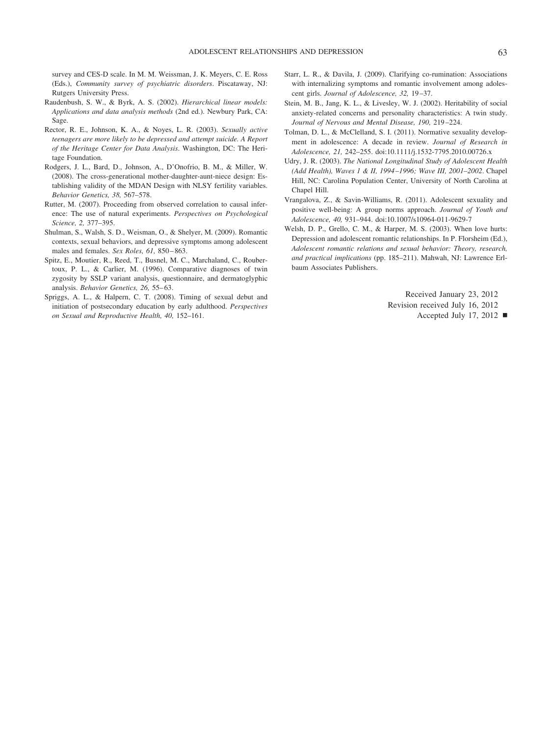survey and CES-D scale. In M. M. Weissman, J. K. Meyers, C. E. Ross (Eds.), *Community survey of psychiatric disorders*. Piscataway, NJ: Rutgers University Press.

Raudenbush, S. W., & Byrk, A. S. (2002). *Hierarchical linear models: Applications and data analysis methods* (2nd ed.). Newbury Park, CA: Sage.

Rector, R. E., Johnson, K. A., & Noyes, L. R. (2003). *Sexually active teenagers are more likely to be depressed and attempt suicide. A Report of the Heritage Center for Data Analysis*. Washington, DC: The Heritage Foundation.

Rodgers, J. L., Bard, D., Johnson, A., D'Onofrio, B. M., & Miller, W. (2008). The cross-generational mother-daughter-aunt-niece design: Establishing validity of the MDAN Design with NLSY fertility variables. *Behavior Genetics, 38,* 567–578.

Rutter, M. (2007). Proceeding from observed correlation to causal inference: The use of natural experiments. *Perspectives on Psychological Science, 2,* 377–395.

Shulman, S., Walsh, S. D., Weisman, O., & Shelyer, M. (2009). Romantic contexts, sexual behaviors, and depressive symptoms among adolescent males and females. *Sex Roles, 61,* 850–863.

Spitz, E., Moutier, R., Reed, T., Busnel, M. C., Marchaland, C., Roubertoux, P. L., & Carlier, M. (1996). Comparative diagnoses of twin zygosity by SSLP variant analysis, questionnaire, and dermatoglyphic analysis. *Behavior Genetics, 26,* 55–63.

Spriggs, A. L., & Halpern, C. T. (2008). Timing of sexual debut and initiation of postsecondary education by early adulthood. *Perspectives on Sexual and Reproductive Health, 40,* 152–161.

Starr, L. R., & Davila, J. (2009). Clarifying co-rumination: Associations with internalizing symptoms and romantic involvement among adolescent girls. *Journal of Adolescence, 32,* 19–37.

Stein, M. B., Jang, K. L., & Livesley, W. J. (2002). Heritability of social anxiety-related concerns and personality characteristics: A twin study. *Journal of Nervous and Mental Disease, 190,* 219–224.

Tolman, D. L., & McClelland, S. I. (2011). Normative sexuality development in adolescence: A decade in review. *Journal of Research in Adolescence, 21,* 242–255. doi:10.1111/j.1532-7795.2010.00726.x

Udry, J. R. (2003). *The National Longitudinal Study of Adolescent Health (Add Health), Waves 1 & II, 1994–1996; Wave III, 2001–2002*. Chapel Hill, NC: Carolina Population Center, University of North Carolina at Chapel Hill.

Vrangalova, Z., & Savin-Williams, R. (2011). Adolescent sexuality and positive well-being: A group norms approach. *Journal of Youth and Adolescence, 40,* 931–944. doi:10.1007/s10964-011-9629-7

Welsh, D. P., Grello, C. M., & Harper, M. S. (2003). When love hurts: Depression and adolescent romantic relationships. In P. Florsheim (Ed.), *Adolescent romantic relations and sexual behavior: Theory, research, and practical implications* (pp. 185–211). Mahwah, NJ: Lawrence Erlbaum Associates Publishers.

Received January 23, 2012
Revision received July 16, 2012
Accepted July 17, 2012 ■